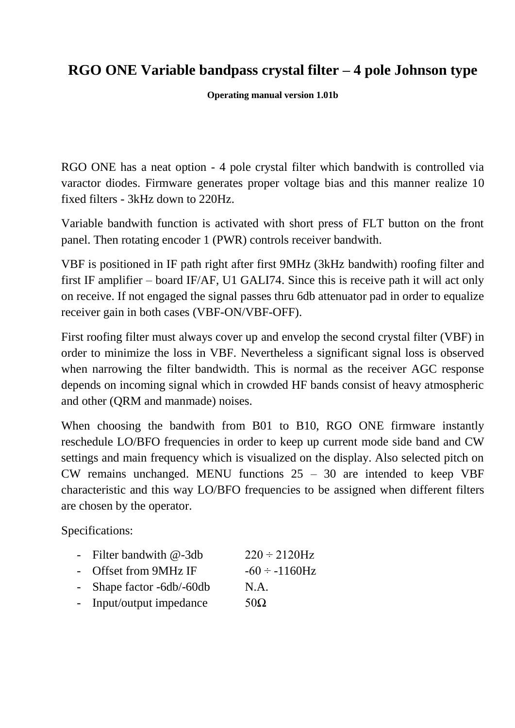# RGO ONE Variable bandpass crystal filter – 4 pole Johnson type

**Operating manual version 1.01b**

RGO ONE has a neat option - 4 pole crystal filter which bandwith is controlled via varactor diodes. Firmware generates proper voltage bias and this manner realize 10 fixed filters - 3kHz down to 220Hz.

Variable bandwith function is activated with short press of FLT button on the front panel. Then rotating encoder 1 (PWR) controls receiver bandwith.

VBF is positioned in IF path right after first 9MHz (3kHz bandwith) roofing filter and first IF amplifier – board IF/AF, U1 GALI74. Since this is receive path it will act only on receive. If not engaged the signal passes thru 6db attenuator pad in order to equalize receiver gain in both cases (VBF-ON/VBF-OFF).

First roofing filter must always cover up and envelop the second crystal filter (VBF) in order to minimize the loss in VBF. Nevertheless a significant signal loss is observed when narrowing the filter bandwidth. This is normal as the receiver AGC response depends on incoming signal which in crowded HF bands consist of heavy atmospheric and other (QRM and manmade) noises.

When choosing the bandwith from B01 to B10, RGO ONE firmware instantly reschedule LO/BFO frequencies in order to keep up current mode side band and CW settings and main frequency which is visualized on the display. Also selected pitch on CW remains unchanged. MENU functions 25 – 30 are intended to keep VBF characteristic and this way LO/BFO frequencies to be assigned when different filters are chosen by the operator.

Specifications:

- Filter bandwith @-3db 220 ÷ 2120Hz
- Offset from 9MHz IF -60 ÷ -1160Hz
- Shape factor -6db/-60db N.A.
- Input/output impedance 50Ω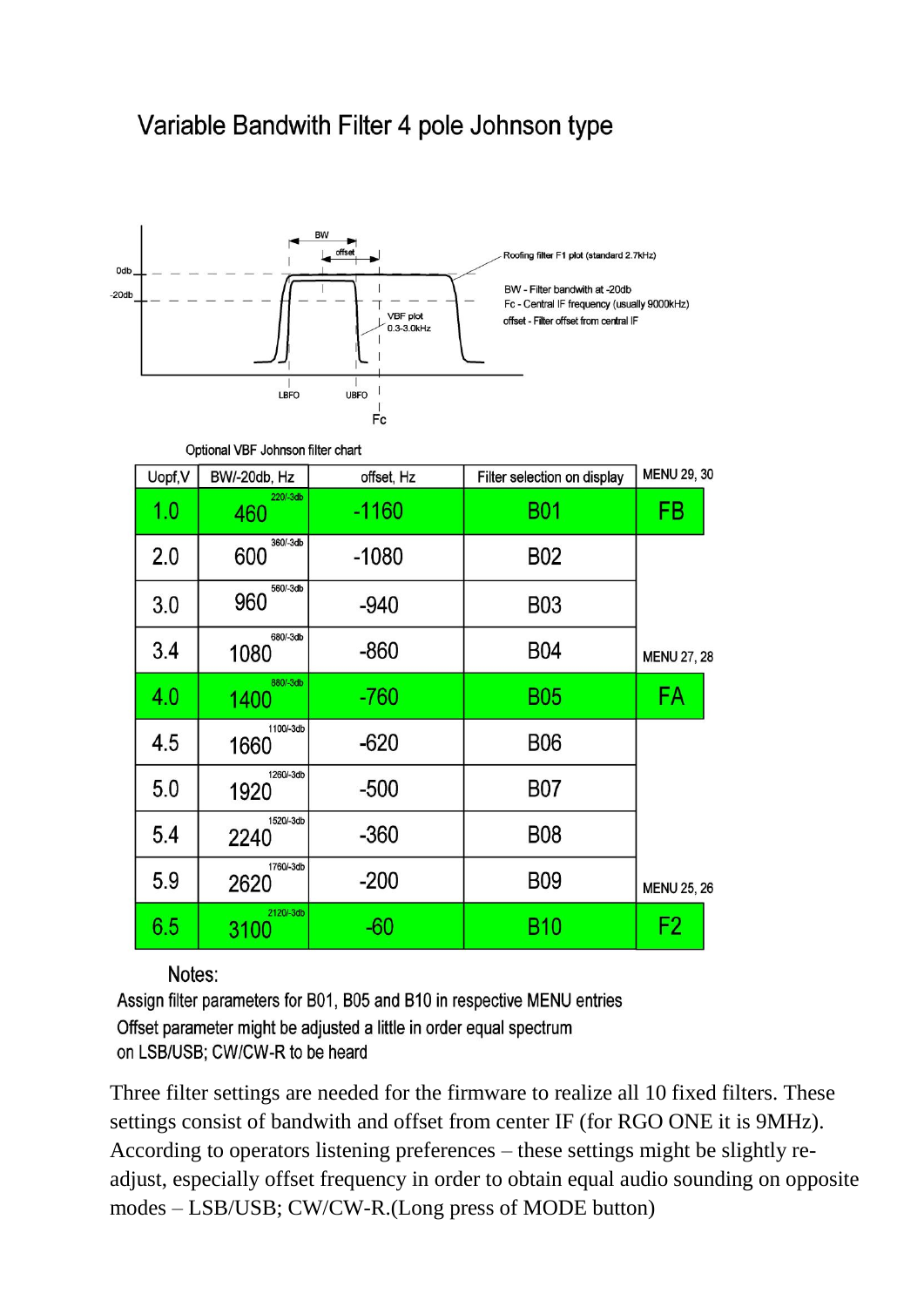# Variable Bandwith Filter 4 pole Johnson type

BW
offset
0db
-20db
Roofing filter F1 plot (standard 2.7kHz)
BW - Filter bandwith at -20db
Fc - Central IF frequency (usually 9000kHz)
offset - Filter offset from central IF
VBF plot
0.3-3.0kHz
LBFO
UBFO
Fc

Optional VBF Johnson filter chart

| Uopf,V | BW/-20db, Hz | offset, Hz | Filter selection on display | MENU 29, 30 |
|---|---|---|---|---|
| 1.0 | 460 (220/-3db) | -1160 | B01 | FB |
| 2.0 | 600 (360/-3db) | -1080 | B02 | |
| 3.0 | 960 (560/-3db) | -940 | B03 | |
| 3.4 | 1080 (680/-3db) | -860 | B04 | MENU 27, 28 |
| 4.0 | 1400 (880/-3db) | -760 | B05 | FA |
| 4.5 | 1660 (1100/-3db) | -620 | B06 | |
| 5.0 | 1920 (1260/-3db) | -500 | B07 | |
| 5.4 | 2240 (1520/-3db) | -360 | B08 | |
| 5.9 | 2620 (1760/-3db) | -200 | B09 | MENU 25, 26 |
| 6.5 | 3100 (2120/-3db) | -60 | B10 | F2 |

Notes:

Assign filter parameters for B01, B05 and B10 in respective MENU entries
Offset parameter might be adjusted a little in order equal spectrum
on LSB/USB; CW/CW-R to be heard

Three filter settings are needed for the firmware to realize all 10 fixed filters. These settings consist of bandwith and offset from center IF (for RGO ONE it is 9MHz). According to operators listening preferences – these settings might be slightly re-adjust, especially offset frequency in order to obtain equal audio sounding on opposite modes – LSB/USB; CW/CW-R.(Long press of MODE button)